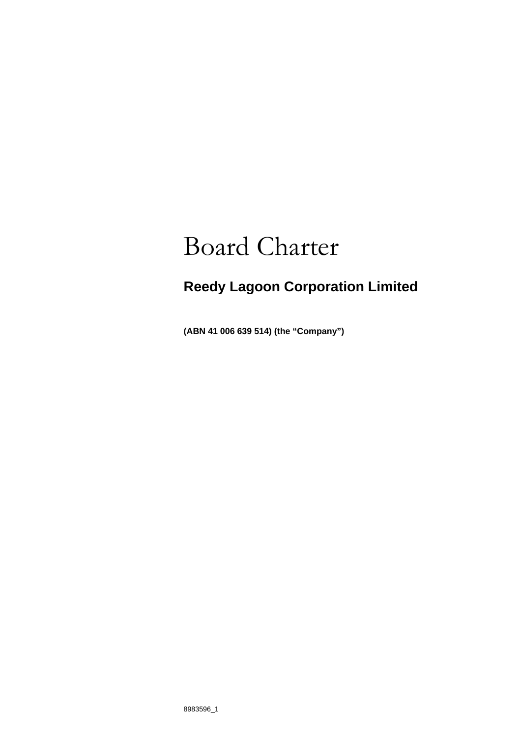# Board Charter

## Reedy Lagoon Corporation Limited

**(ABN 41 006 639 514) (the "Company")**

8983596_1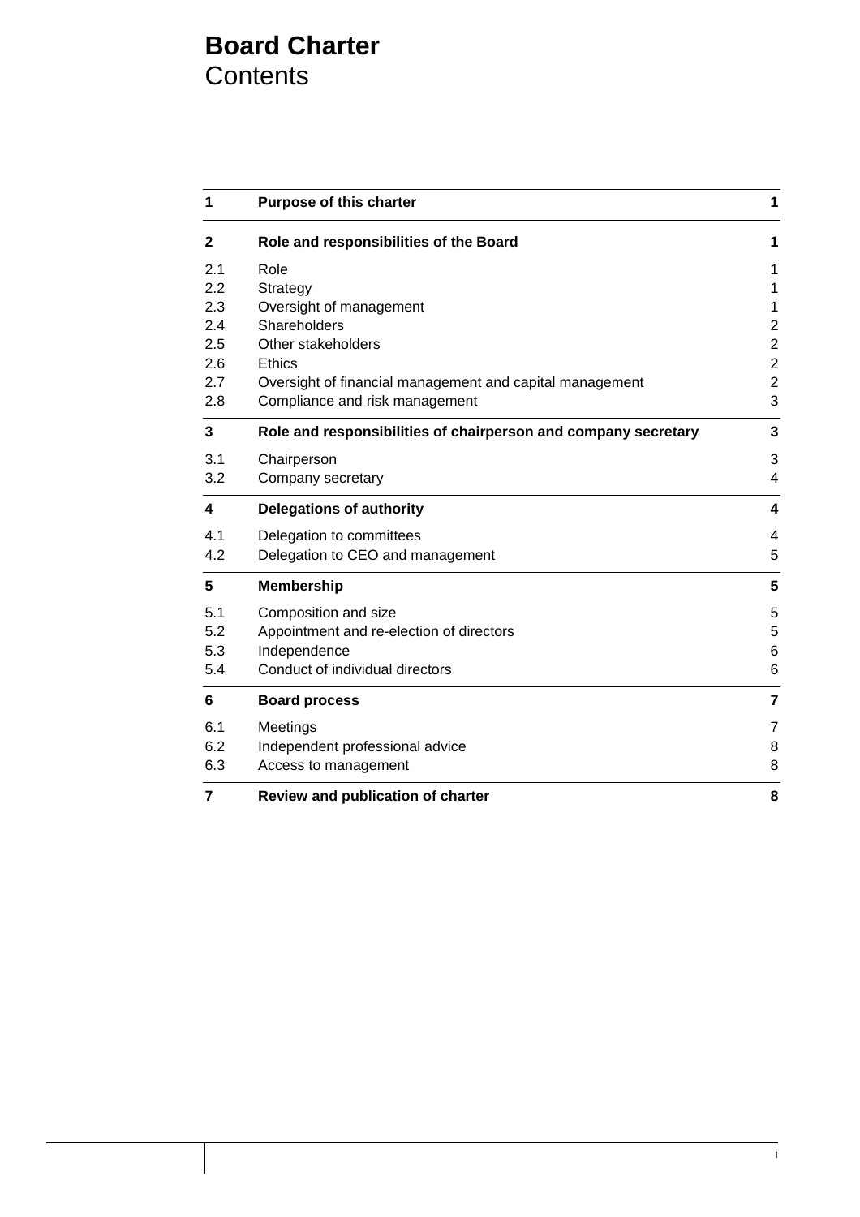# Board Charter
## Contents

| | | |
|---|---|---|
| **1** | **Purpose of this charter** | **1** |
| **2** | **Role and responsibilities of the Board** | **1** |
| 2.1 | Role | 1 |
| 2.2 | Strategy | 1 |
| 2.3 | Oversight of management | 1 |
| 2.4 | Shareholders | 2 |
| 2.5 | Other stakeholders | 2 |
| 2.6 | Ethics | 2 |
| 2.7 | Oversight of financial management and capital management | 2 |
| 2.8 | Compliance and risk management | 3 |
| **3** | **Role and responsibilities of chairperson and company secretary** | **3** |
| 3.1 | Chairperson | 3 |
| 3.2 | Company secretary | 4 |
| **4** | **Delegations of authority** | **4** |
| 4.1 | Delegation to committees | 4 |
| 4.2 | Delegation to CEO and management | 5 |
| **5** | **Membership** | **5** |
| 5.1 | Composition and size | 5 |
| 5.2 | Appointment and re-election of directors | 5 |
| 5.3 | Independence | 6 |
| 5.4 | Conduct of individual directors | 6 |
| **6** | **Board process** | **7** |
| 6.1 | Meetings | 7 |
| 6.2 | Independent professional advice | 8 |
| 6.3 | Access to management | 8 |
| **7** | **Review and publication of charter** | **8** |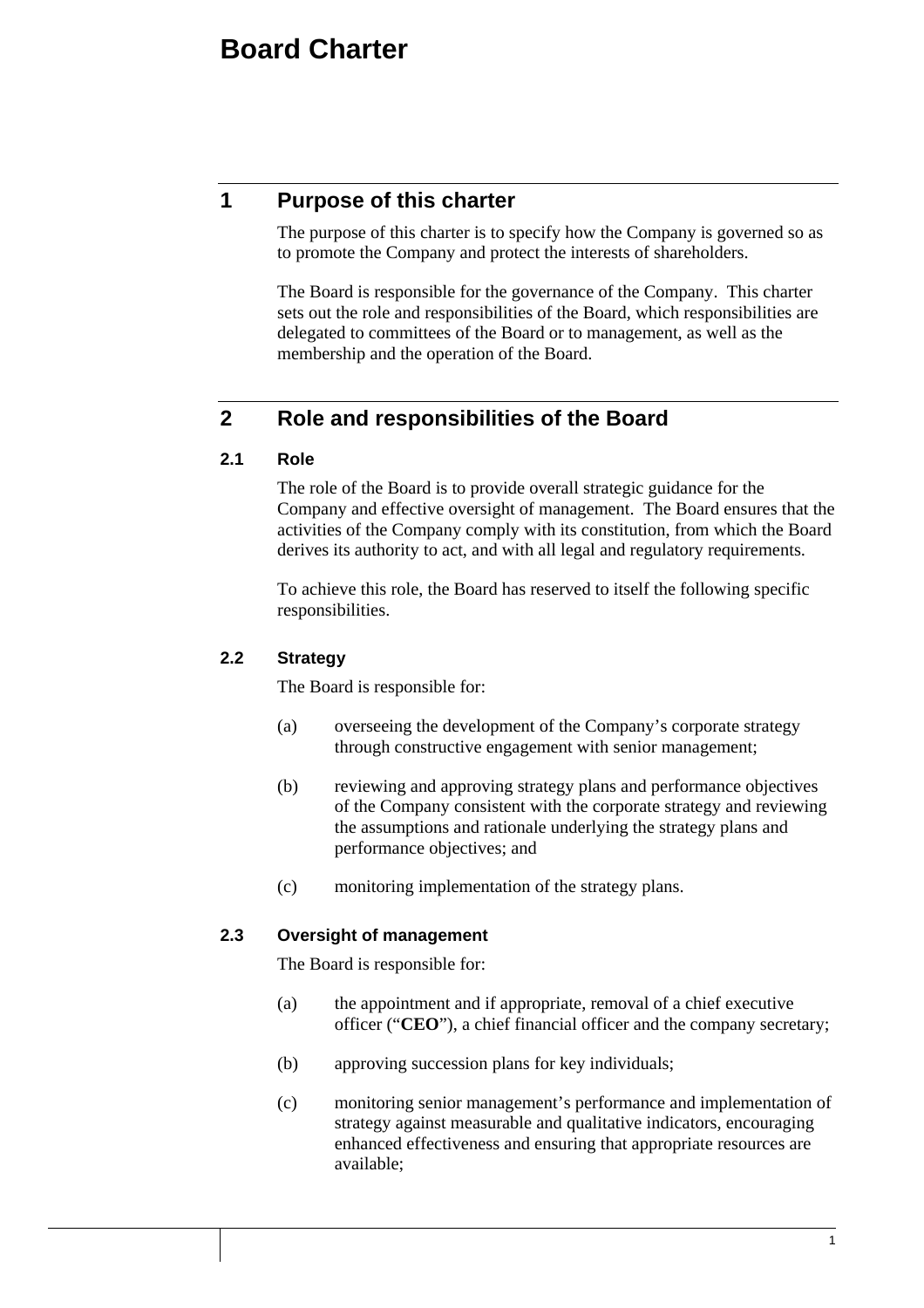# Board Charter

## 1 Purpose of this charter

The purpose of this charter is to specify how the Company is governed so as to promote the Company and protect the interests of shareholders.

The Board is responsible for the governance of the Company. This charter sets out the role and responsibilities of the Board, which responsibilities are delegated to committees of the Board or to management, as well as the membership and the operation of the Board.

## 2 Role and responsibilities of the Board

### 2.1 Role

The role of the Board is to provide overall strategic guidance for the Company and effective oversight of management. The Board ensures that the activities of the Company comply with its constitution, from which the Board derives its authority to act, and with all legal and regulatory requirements.

To achieve this role, the Board has reserved to itself the following specific responsibilities.

### 2.2 Strategy

The Board is responsible for:

(a) overseeing the development of the Company's corporate strategy through constructive engagement with senior management;

(b) reviewing and approving strategy plans and performance objectives of the Company consistent with the corporate strategy and reviewing the assumptions and rationale underlying the strategy plans and performance objectives; and

(c) monitoring implementation of the strategy plans.

### 2.3 Oversight of management

The Board is responsible for:

(a) the appointment and if appropriate, removal of a chief executive officer ("**CEO**"), a chief financial officer and the company secretary;

(b) approving succession plans for key individuals;

(c) monitoring senior management's performance and implementation of strategy against measurable and qualitative indicators, encouraging enhanced effectiveness and ensuring that appropriate resources are available;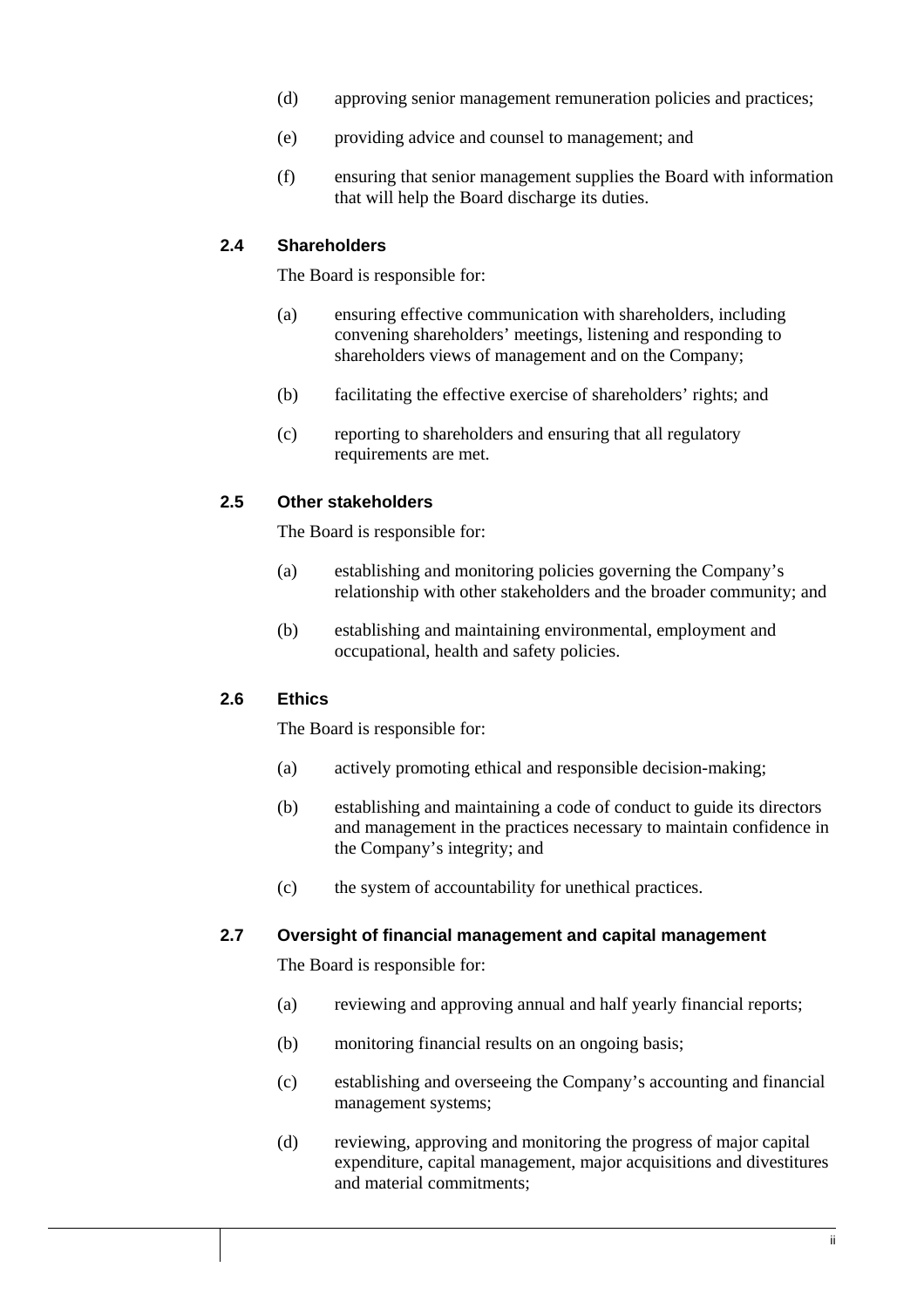(d) approving senior management remuneration policies and practices;

(e) providing advice and counsel to management; and

(f) ensuring that senior management supplies the Board with information that will help the Board discharge its duties.

### 2.4 Shareholders

The Board is responsible for:

(a) ensuring effective communication with shareholders, including convening shareholders' meetings, listening and responding to shareholders views of management and on the Company;

(b) facilitating the effective exercise of shareholders' rights; and

(c) reporting to shareholders and ensuring that all regulatory requirements are met.

### 2.5 Other stakeholders

The Board is responsible for:

(a) establishing and monitoring policies governing the Company's relationship with other stakeholders and the broader community; and

(b) establishing and maintaining environmental, employment and occupational, health and safety policies.

### 2.6 Ethics

The Board is responsible for:

(a) actively promoting ethical and responsible decision-making;

(b) establishing and maintaining a code of conduct to guide its directors and management in the practices necessary to maintain confidence in the Company's integrity; and

(c) the system of accountability for unethical practices.

### 2.7 Oversight of financial management and capital management

The Board is responsible for:

(a) reviewing and approving annual and half yearly financial reports;

(b) monitoring financial results on an ongoing basis;

(c) establishing and overseeing the Company's accounting and financial management systems;

(d) reviewing, approving and monitoring the progress of major capital expenditure, capital management, major acquisitions and divestitures and material commitments;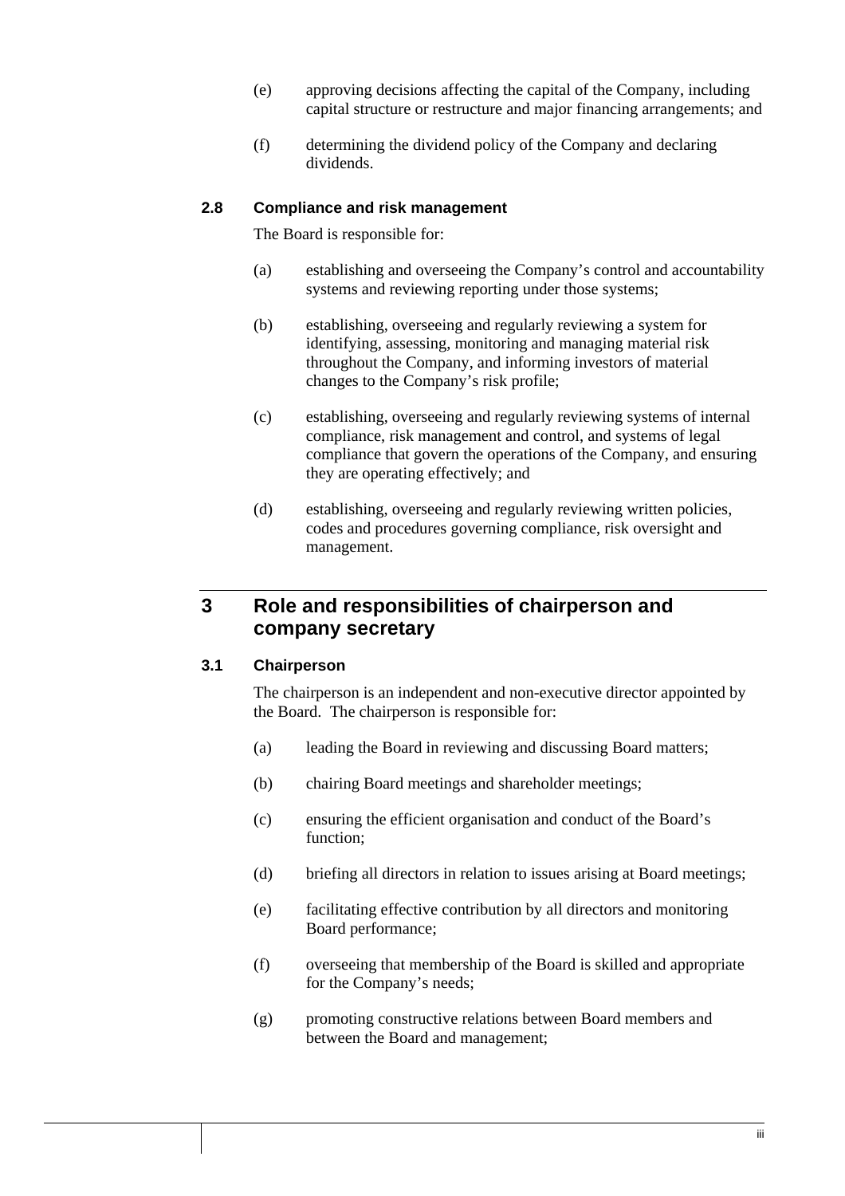(e) approving decisions affecting the capital of the Company, including capital structure or restructure and major financing arrangements; and

(f) determining the dividend policy of the Company and declaring dividends.

### 2.8 Compliance and risk management

The Board is responsible for:

(a) establishing and overseeing the Company's control and accountability systems and reviewing reporting under those systems;

(b) establishing, overseeing and regularly reviewing a system for identifying, assessing, monitoring and managing material risk throughout the Company, and informing investors of material changes to the Company's risk profile;

(c) establishing, overseeing and regularly reviewing systems of internal compliance, risk management and control, and systems of legal compliance that govern the operations of the Company, and ensuring they are operating effectively; and

(d) establishing, overseeing and regularly reviewing written policies, codes and procedures governing compliance, risk oversight and management.

## 3 Role and responsibilities of chairperson and company secretary

### 3.1 Chairperson

The chairperson is an independent and non-executive director appointed by the Board. The chairperson is responsible for:

(a) leading the Board in reviewing and discussing Board matters;

(b) chairing Board meetings and shareholder meetings;

(c) ensuring the efficient organisation and conduct of the Board's function;

(d) briefing all directors in relation to issues arising at Board meetings;

(e) facilitating effective contribution by all directors and monitoring Board performance;

(f) overseeing that membership of the Board is skilled and appropriate for the Company's needs;

(g) promoting constructive relations between Board members and between the Board and management;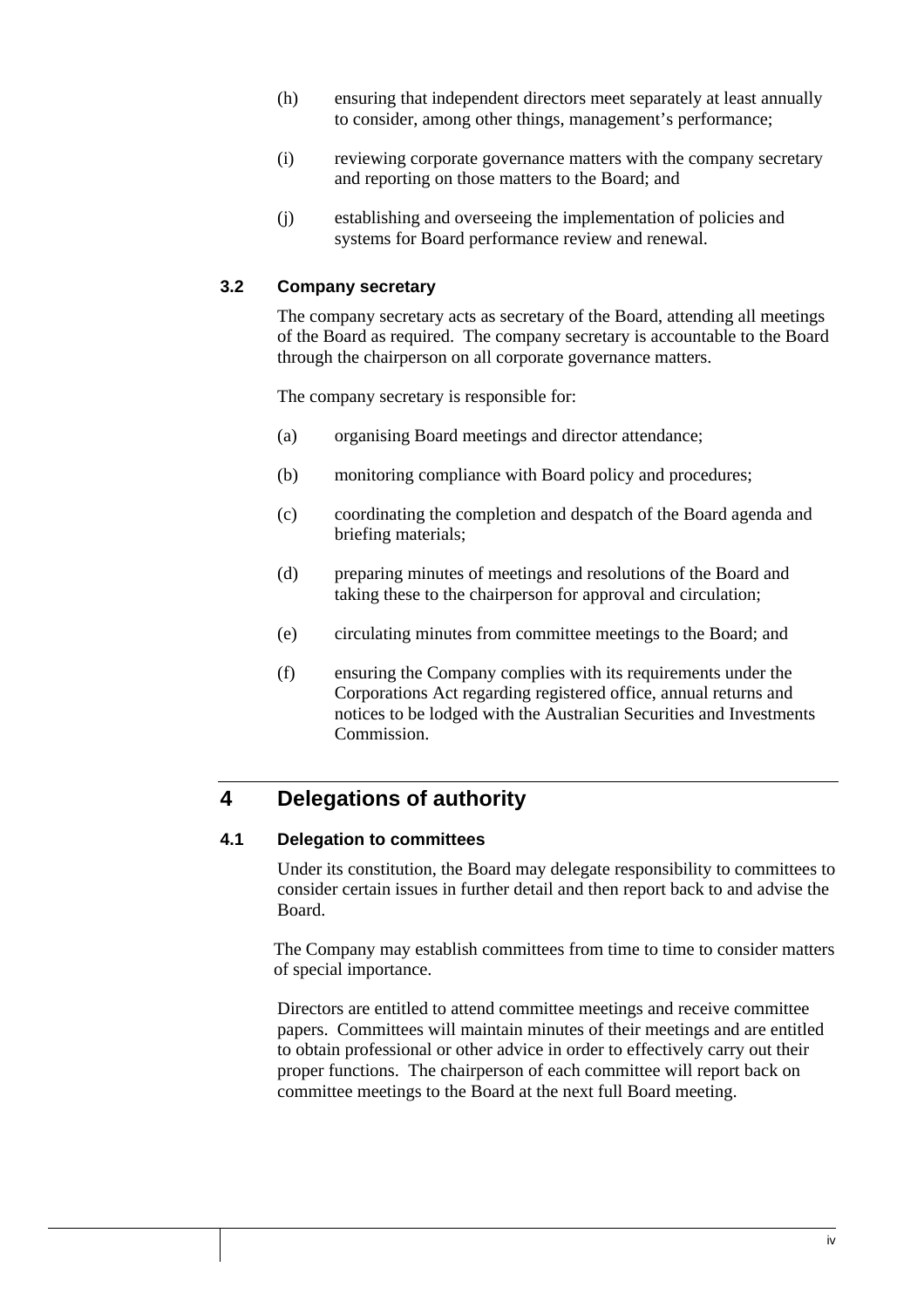(h) ensuring that independent directors meet separately at least annually to consider, among other things, management's performance;

(i) reviewing corporate governance matters with the company secretary and reporting on those matters to the Board; and

(j) establishing and overseeing the implementation of policies and systems for Board performance review and renewal.

### 3.2 Company secretary

The company secretary acts as secretary of the Board, attending all meetings of the Board as required. The company secretary is accountable to the Board through the chairperson on all corporate governance matters.

The company secretary is responsible for:

(a) organising Board meetings and director attendance;

(b) monitoring compliance with Board policy and procedures;

(c) coordinating the completion and despatch of the Board agenda and briefing materials;

(d) preparing minutes of meetings and resolutions of the Board and taking these to the chairperson for approval and circulation;

(e) circulating minutes from committee meetings to the Board; and

(f) ensuring the Company complies with its requirements under the Corporations Act regarding registered office, annual returns and notices to be lodged with the Australian Securities and Investments Commission.

## 4 Delegations of authority

### 4.1 Delegation to committees

Under its constitution, the Board may delegate responsibility to committees to consider certain issues in further detail and then report back to and advise the Board.

The Company may establish committees from time to time to consider matters of special importance.

Directors are entitled to attend committee meetings and receive committee papers. Committees will maintain minutes of their meetings and are entitled to obtain professional or other advice in order to effectively carry out their proper functions. The chairperson of each committee will report back on committee meetings to the Board at the next full Board meeting.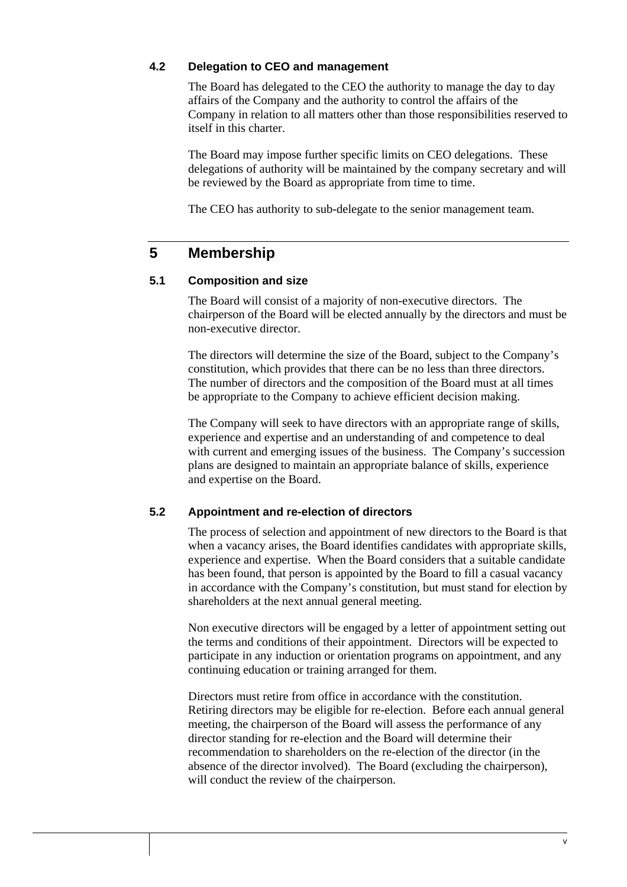### 4.2 Delegation to CEO and management

The Board has delegated to the CEO the authority to manage the day to day affairs of the Company and the authority to control the affairs of the Company in relation to all matters other than those responsibilities reserved to itself in this charter.

The Board may impose further specific limits on CEO delegations. These delegations of authority will be maintained by the company secretary and will be reviewed by the Board as appropriate from time to time.

The CEO has authority to sub-delegate to the senior management team.

## 5 Membership

### 5.1 Composition and size

The Board will consist of a majority of non-executive directors. The chairperson of the Board will be elected annually by the directors and must be non-executive director.

The directors will determine the size of the Board, subject to the Company's constitution, which provides that there can be no less than three directors. The number of directors and the composition of the Board must at all times be appropriate to the Company to achieve efficient decision making.

The Company will seek to have directors with an appropriate range of skills, experience and expertise and an understanding of and competence to deal with current and emerging issues of the business. The Company's succession plans are designed to maintain an appropriate balance of skills, experience and expertise on the Board.

### 5.2 Appointment and re-election of directors

The process of selection and appointment of new directors to the Board is that when a vacancy arises, the Board identifies candidates with appropriate skills, experience and expertise. When the Board considers that a suitable candidate has been found, that person is appointed by the Board to fill a casual vacancy in accordance with the Company's constitution, but must stand for election by shareholders at the next annual general meeting.

Non executive directors will be engaged by a letter of appointment setting out the terms and conditions of their appointment. Directors will be expected to participate in any induction or orientation programs on appointment, and any continuing education or training arranged for them.

Directors must retire from office in accordance with the constitution. Retiring directors may be eligible for re-election. Before each annual general meeting, the chairperson of the Board will assess the performance of any director standing for re-election and the Board will determine their recommendation to shareholders on the re-election of the director (in the absence of the director involved). The Board (excluding the chairperson), will conduct the review of the chairperson.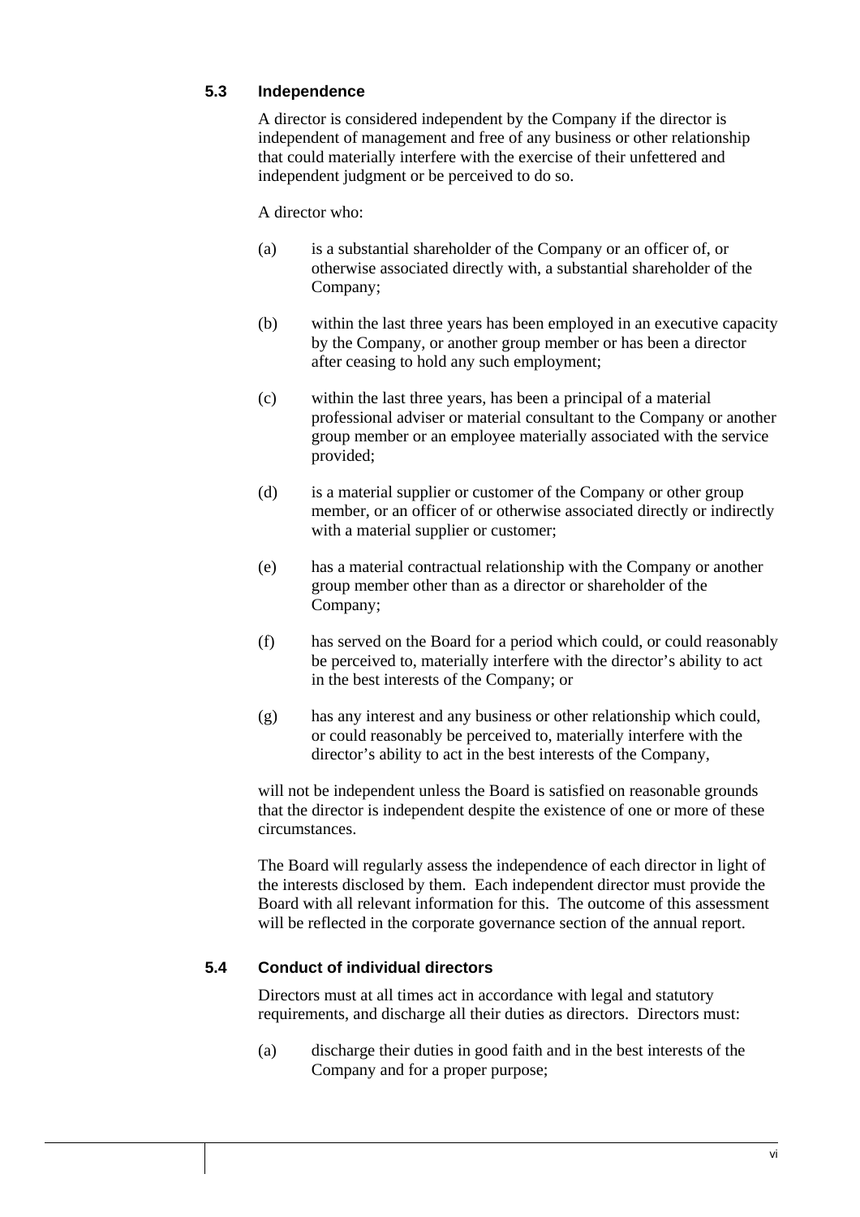### 5.3 Independence

A director is considered independent by the Company if the director is independent of management and free of any business or other relationship that could materially interfere with the exercise of their unfettered and independent judgment or be perceived to do so.

A director who:

(a) is a substantial shareholder of the Company or an officer of, or otherwise associated directly with, a substantial shareholder of the Company;

(b) within the last three years has been employed in an executive capacity by the Company, or another group member or has been a director after ceasing to hold any such employment;

(c) within the last three years, has been a principal of a material professional adviser or material consultant to the Company or another group member or an employee materially associated with the service provided;

(d) is a material supplier or customer of the Company or other group member, or an officer of or otherwise associated directly or indirectly with a material supplier or customer;

(e) has a material contractual relationship with the Company or another group member other than as a director or shareholder of the Company;

(f) has served on the Board for a period which could, or could reasonably be perceived to, materially interfere with the director's ability to act in the best interests of the Company; or

(g) has any interest and any business or other relationship which could, or could reasonably be perceived to, materially interfere with the director's ability to act in the best interests of the Company,

will not be independent unless the Board is satisfied on reasonable grounds that the director is independent despite the existence of one or more of these circumstances.

The Board will regularly assess the independence of each director in light of the interests disclosed by them. Each independent director must provide the Board with all relevant information for this. The outcome of this assessment will be reflected in the corporate governance section of the annual report.

### 5.4 Conduct of individual directors

Directors must at all times act in accordance with legal and statutory requirements, and discharge all their duties as directors. Directors must:

(a) discharge their duties in good faith and in the best interests of the Company and for a proper purpose;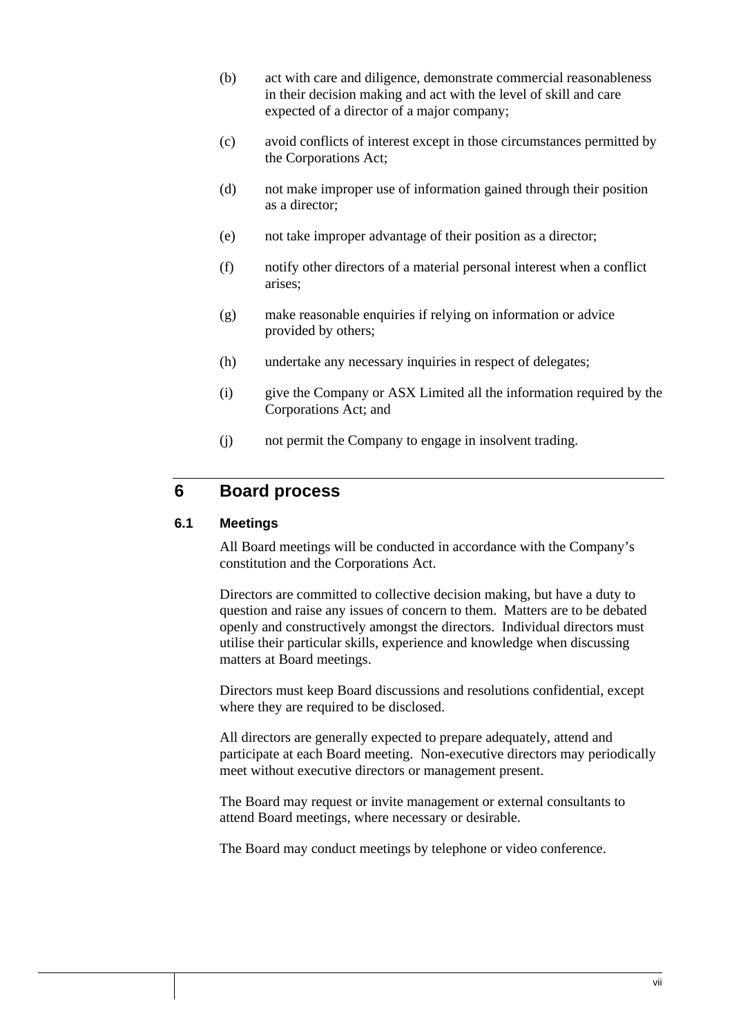(b) act with care and diligence, demonstrate commercial reasonableness in their decision making and act with the level of skill and care expected of a director of a major company;

(c) avoid conflicts of interest except in those circumstances permitted by the Corporations Act;

(d) not make improper use of information gained through their position as a director;

(e) not take improper advantage of their position as a director;

(f) notify other directors of a material personal interest when a conflict arises;

(g) make reasonable enquiries if relying on information or advice provided by others;

(h) undertake any necessary inquiries in respect of delegates;

(i) give the Company or ASX Limited all the information required by the Corporations Act; and

(j) not permit the Company to engage in insolvent trading.

# 6 Board process

## 6.1 Meetings

All Board meetings will be conducted in accordance with the Company's constitution and the Corporations Act.

Directors are committed to collective decision making, but have a duty to question and raise any issues of concern to them. Matters are to be debated openly and constructively amongst the directors. Individual directors must utilise their particular skills, experience and knowledge when discussing matters at Board meetings.

Directors must keep Board discussions and resolutions confidential, except where they are required to be disclosed.

All directors are generally expected to prepare adequately, attend and participate at each Board meeting. Non-executive directors may periodically meet without executive directors or management present.

The Board may request or invite management or external consultants to attend Board meetings, where necessary or desirable.

The Board may conduct meetings by telephone or video conference.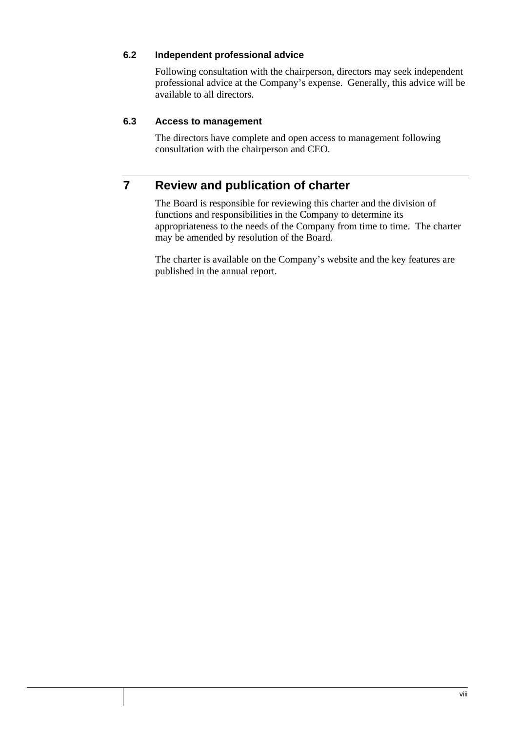### 6.2 Independent professional advice

Following consultation with the chairperson, directors may seek independent professional advice at the Company's expense. Generally, this advice will be available to all directors.

### 6.3 Access to management

The directors have complete and open access to management following consultation with the chairperson and CEO.

## 7 Review and publication of charter

The Board is responsible for reviewing this charter and the division of functions and responsibilities in the Company to determine its appropriateness to the needs of the Company from time to time. The charter may be amended by resolution of the Board.

The charter is available on the Company's website and the key features are published in the annual report.